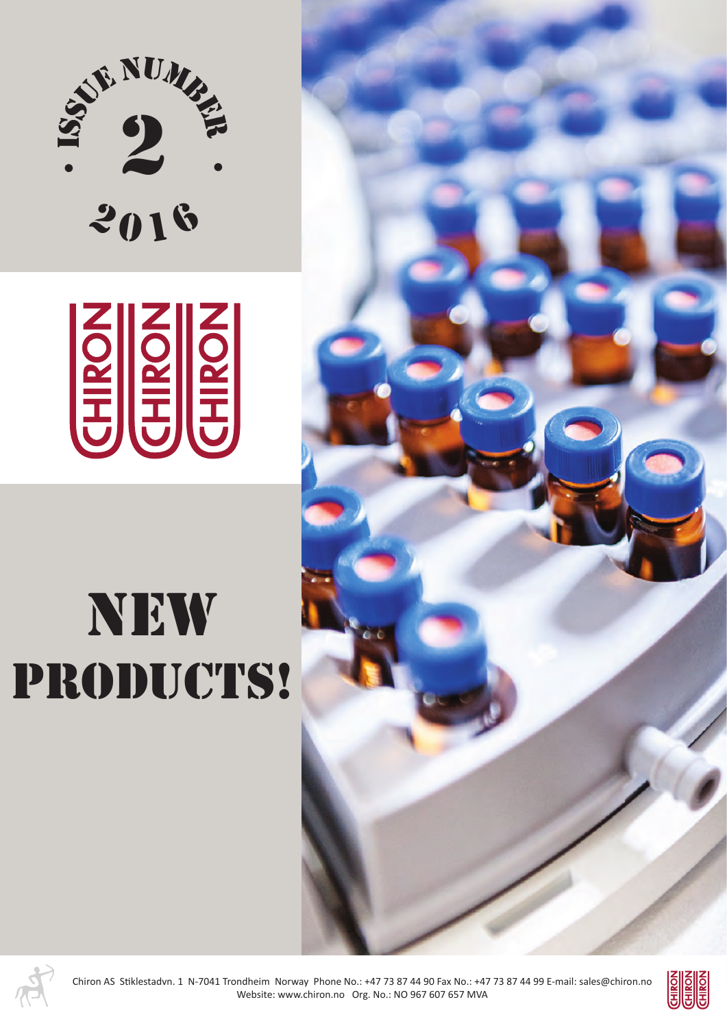Issue Number

**2**

2016

CHIRON CHIRON CHIRON

# NEW PRODUCTS!

Chiron AS Stiklestadvn. 1 N-7041 Trondheim Norway Phone No.: +47 73 87 44 90 Fax No.: +47 73 87 44 99 E-mail: sales@chiron.no
Website: www.chiron.no Org. No.: NO 967 607 657 MVA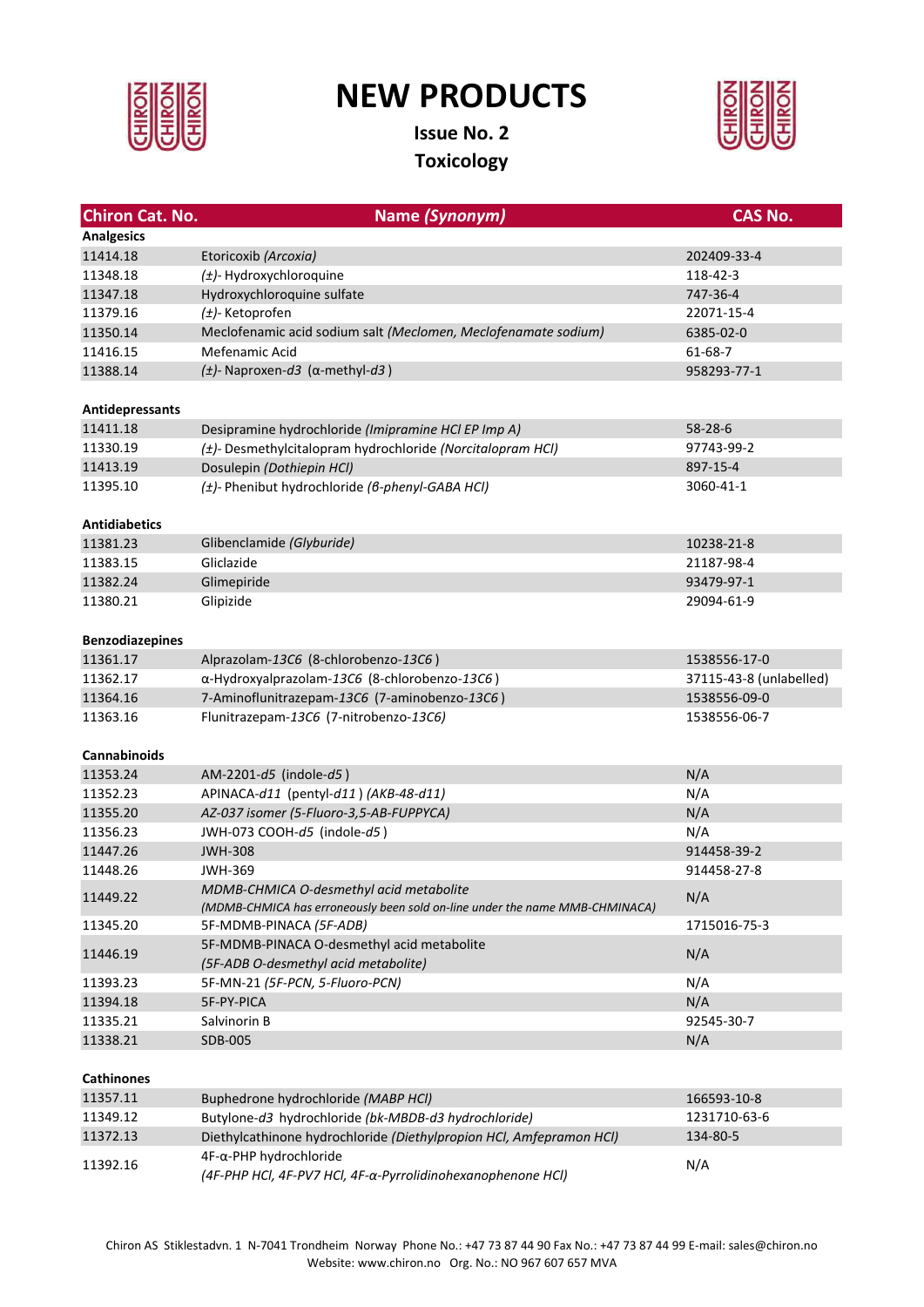# NEW PRODUCTS

**Issue No. 2**

**Toxicology**

| Chiron Cat. No. | Name *(Synonym)* | CAS No. |
|---|---|---|
| **Analgesics** | | |
| 11414.18 | Etoricoxib *(Arcoxia)* | 202409-33-4 |
| 11348.18 | *(±)*- Hydroxychloroquine | 118-42-3 |
| 11347.18 | Hydroxychloroquine sulfate | 747-36-4 |
| 11379.16 | *(±)*- Ketoprofen | 22071-15-4 |
| 11350.14 | Meclofenamic acid sodium salt *(Meclomen, Meclofenamate sodium)* | 6385-02-0 |
| 11416.15 | Mefenamic Acid | 61-68-7 |
| 11388.14 | *(±)*- Naproxen-*d3* (α-methyl-*d3*) | 958293-77-1 |
| **Antidepressants** | | |
| 11411.18 | Desipramine hydrochloride *(Imipramine HCl EP Imp A)* | 58-28-6 |
| 11330.19 | *(±)*- Desmethylcitalopram hydrochloride *(Norcitalopram HCl)* | 97743-99-2 |
| 11413.19 | Dosulepin *(Dothiepin HCl)* | 897-15-4 |
| 11395.10 | *(±)*- Phenibut hydrochloride *(β-phenyl-GABA HCl)* | 3060-41-1 |
| **Antidiabetics** | | |
| 11381.23 | Glibenclamide *(Glyburide)* | 10238-21-8 |
| 11383.15 | Gliclazide | 21187-98-4 |
| 11382.24 | Glimepiride | 93479-97-1 |
| 11380.21 | Glipizide | 29094-61-9 |
| **Benzodiazepines** | | |
| 11361.17 | Alprazolam-*13C6* (8-chlorobenzo-*13C6*) | 1538556-17-0 |
| 11362.17 | α-Hydroxyalprazolam-*13C6* (8-chlorobenzo-*13C6*) | 37115-43-8 (unlabelled) |
| 11364.16 | 7-Aminoflunitrazepam-*13C6* (7-aminobenzo-*13C6*) | 1538556-09-0 |
| 11363.16 | Flunitrazepam-*13C6* (7-nitrobenzo-*13C6)* | 1538556-06-7 |
| **Cannabinoids** | | |
| 11353.24 | AM-2201-*d5* (indole-*d5*) | N/A |
| 11352.23 | APINACA-*d11* (pentyl-*d11*) *(AKB-48-d11)* | N/A |
| 11355.20 | *AZ-037 isomer (5-Fluoro-3,5-AB-FUPPYCA)* | N/A |
| 11356.23 | JWH-073 COOH-*d5* (indole-*d5*) | N/A |
| 11447.26 | JWH-308 | 914458-39-2 |
| 11448.26 | JWH-369 | 914458-27-8 |
| 11449.22 | *MDMB-CHMICA O-desmethyl acid metabolite (MDMB-CHMICA has erroneously been sold on-line under the name MMB-CHMINACA)* | N/A |
| 11345.20 | 5F-MDMB-PINACA *(5F-ADB)* | 1715016-75-3 |
| 11446.19 | 5F-MDMB-PINACA O-desmethyl acid metabolite *(5F-ADB O-desmethyl acid metabolite)* | N/A |
| 11393.23 | 5F-MN-21 *(5F-PCN, 5-Fluoro-PCN)* | N/A |
| 11394.18 | 5F-PY-PICA | N/A |
| 11335.21 | Salvinorin B | 92545-30-7 |
| 11338.21 | SDB-005 | N/A |
| **Cathinones** | | |
| 11357.11 | Buphedrone hydrochloride *(MABP HCl)* | 166593-10-8 |
| 11349.12 | Butylone-*d3* hydrochloride *(bk-MBDB-d3 hydrochloride)* | 1231710-63-6 |
| 11372.13 | Diethylcathinone hydrochloride *(Diethylpropion HCl, Amfepramon HCl)* | 134-80-5 |
| 11392.16 | 4F-α-PHP hydrochloride *(4F-PHP HCl, 4F-PV7 HCl, 4F-α-Pyrrolidinohexanophenone HCl)* | N/A |

Chiron AS Stiklestadvn. 1 N-7041 Trondheim Norway Phone No.: +47 73 87 44 90 Fax No.: +47 73 87 44 99 E-mail: sales@chiron.no
Website: www.chiron.no Org. No.: NO 967 607 657 MVA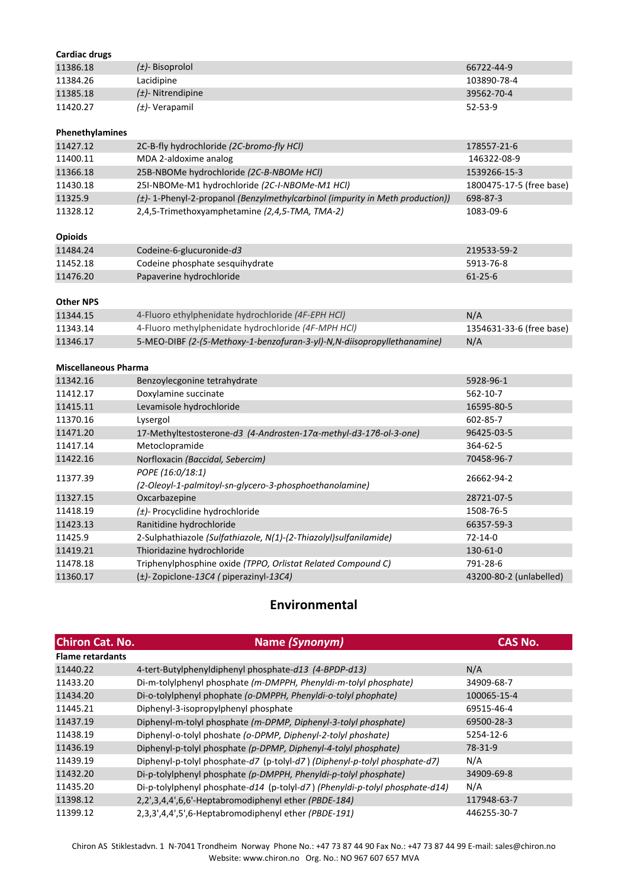| | | |
|---|---|---|
| **Cardiac drugs** | | |
| 11386.18 | *(±)*- Bisoprolol | 66722-44-9 |
| 11384.26 | Lacidipine | 103890-78-4 |
| 11385.18 | *(±)*- Nitrendipine | 39562-70-4 |
| 11420.27 | *(±)*- Verapamil | 52-53-9 |
| **Phenethylamines** | | |
| 11427.12 | 2C-B-fly hydrochloride *(2C-bromo-fly HCl)* | 178557-21-6 |
| 11400.11 | MDA 2-aldoxime analog | 146322-08-9 |
| 11366.18 | 25B-NBOMe hydrochloride *(2C-B-NBOMe HCl)* | 1539266-15-3 |
| 11430.18 | 25I-NBOMe-M1 hydrochloride *(2C-I-NBOMe-M1 HCl)* | 1800475-17-5 (free base) |
| 11325.9 | *(±)*- 1-Phenyl-2-propanol *(Benzylmethylcarbinol (impurity in Meth production))* | 698-87-3 |
| 11328.12 | 2,4,5-Trimethoxyamphetamine *(2,4,5-TMA, TMA-2)* | 1083-09-6 |
| **Opioids** | | |
| 11484.24 | Codeine-6-glucuronide-*d3* | 219533-59-2 |
| 11452.18 | Codeine phosphate sesquihydrate | 5913-76-8 |
| 11476.20 | Papaverine hydrochloride | 61-25-6 |
| **Other NPS** | | |
| 11344.15 | 4-Fluoro ethylphenidate hydrochloride *(4F-EPH HCl)* | N/A |
| 11343.14 | 4-Fluoro methylphenidate hydrochloride *(4F-MPH HCl)* | 1354631-33-6 (free base) |
| 11346.17 | 5-MEO-DIBF *(2-(5-Methoxy-1-benzofuran-3-yl)-N,N-diisopropyllethanamine)* | N/A |
| **Miscellaneous Pharma** | | |
| 11342.16 | Benzoylecgonine tetrahydrate | 5928-96-1 |
| 11412.17 | Doxylamine succinate | 562-10-7 |
| 11415.11 | Levamisole hydrochloride | 16595-80-5 |
| 11370.16 | Lysergol | 602-85-7 |
| 11471.20 | 17-Methyltestosterone-*d3* *(4-Androsten-17α-methyl-d3-17β-ol-3-one)* | 96425-03-5 |
| 11417.14 | Metoclopramide | 364-62-5 |
| 11422.16 | Norfloxacin *(Baccidal, Sebercim)* | 70458-96-7 |
| 11377.39 | *POPE (16:0/18:1)* *(2-Oleoyl-1-palmitoyl-sn-glycero-3-phosphoethanolamine)* | 26662-94-2 |
| 11327.15 | Oxcarbazepine | 28721-07-5 |
| 11418.19 | *(±)*- Procyclidine hydrochloride | 1508-76-5 |
| 11423.13 | Ranitidine hydrochloride | 66357-59-3 |
| 11425.9 | 2-Sulphathiazole *(Sulfathiazole, N(1)-(2-Thiazolyl)sulfanilamide)* | 72-14-0 |
| 11419.21 | Thioridazine hydrochloride | 130-61-0 |
| 11478.18 | Triphenylphosphine oxide *(TPPO, Orlistat Related Compound C)* | 791-28-6 |
| 11360.17 | (±)- Zopiclone-*13C4 ( piperazinyl-13C4)* | 43200-80-2 (unlabelled) |

## Environmental

| Chiron Cat. No. | Name *(Synonym)* | CAS No. |
|---|---|---|
| **Flame retardants** | | |
| 11440.22 | 4-tert-Butylphenyldiphenyl phosphate-*d13* *(4-BPDP-d13)* | N/A |
| 11433.20 | Di-m-tolylphenyl phosphate *(m-DMPPH, Phenyldi-m-tolyl phosphate)* | 34909-68-7 |
| 11434.20 | Di-o-tolylphenyl phophate *(o-DMPPH, Phenyldi-o-tolyl phophate)* | 100065-15-4 |
| 11445.21 | Diphenyl-3-isopropylphenyl phosphate | 69515-46-4 |
| 11437.19 | Diphenyl-m-tolyl phosphate *(m-DPMP, Diphenyl-3-tolyl phosphate)* | 69500-28-3 |
| 11438.19 | Diphenyl-o-tolyl phoshate *(o-DPMP, Diphenyl-2-tolyl phoshate)* | 5254-12-6 |
| 11436.19 | Diphenyl-p-tolyl phosphate *(p-DPMP, Diphenyl-4-tolyl phosphate)* | 78-31-9 |
| 11439.19 | Diphenyl-p-tolyl phosphate-*d7* (p-tolyl-*d7* ) *(Diphenyl-p-tolyl phosphate-d7)* | N/A |
| 11432.20 | Di-p-tolylphenyl phosphate *(p-DMPPH, Phenyldi-p-tolyl phosphate)* | 34909-69-8 |
| 11435.20 | Di-p-tolylphenyl phosphate-*d14* (p-tolyl-*d7* ) *(Phenyldi-p-tolyl phosphate-d14)* | N/A |
| 11398.12 | 2,2',3,4,4',6,6'-Heptabromodiphenyl ether *(PBDE-184)* | 117948-63-7 |
| 11399.12 | 2,3,3',4,4',5',6-Heptabromodiphenyl ether *(PBDE-191)* | 446255-30-7 |

Chiron AS Stiklestadvn. 1 N-7041 Trondheim Norway Phone No.: +47 73 87 44 90 Fax No.: +47 73 87 44 99 E-mail: sales@chiron.no
Website: www.chiron.no Org. No.: NO 967 607 657 MVA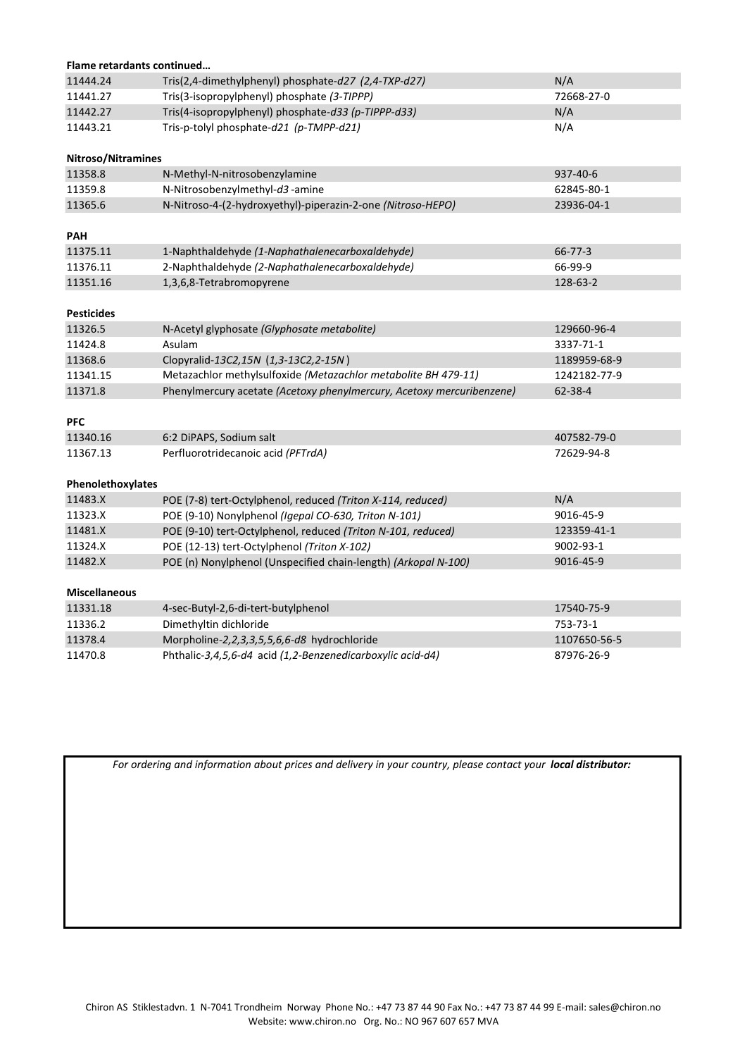**Flame retardants continued…**

| | | |
|---|---|---|
| 11444.24 | Tris(2,4-dimethylphenyl) phosphate-*d27 (2,4-TXP-d27)* | N/A |
| 11441.27 | Tris(3-isopropylphenyl) phosphate *(3-TIPPP)* | 72668-27-0 |
| 11442.27 | Tris(4-isopropylphenyl) phosphate-*d33 (p-TIPPP-d33)* | N/A |
| 11443.21 | Tris-p-tolyl phosphate-*d21 (p-TMPP-d21)* | N/A |

**Nitroso/Nitramines**

| | | |
|---|---|---|
| 11358.8 | N-Methyl-N-nitrosobenzylamine | 937-40-6 |
| 11359.8 | N-Nitrosobenzylmethyl-*d3* -amine | 62845-80-1 |
| 11365.6 | N-Nitroso-4-(2-hydroxyethyl)-piperazin-2-one *(Nitroso-HEPO)* | 23936-04-1 |

**PAH**

| | | |
|---|---|---|
| 11375.11 | 1-Naphthaldehyde *(1-Naphathalenecarboxaldehyde)* | 66-77-3 |
| 11376.11 | 2-Naphthaldehyde *(2-Naphathalenecarboxaldehyde)* | 66-99-9 |
| 11351.16 | 1,3,6,8-Tetrabromopyrene | 128-63-2 |

**Pesticides**

| | | |
|---|---|---|
| 11326.5 | N-Acetyl glyphosate *(Glyphosate metabolite)* | 129660-96-4 |
| 11424.8 | Asulam | 3337-71-1 |
| 11368.6 | Clopyralid-*13C2,15N (1,3-13C2,2-15N)* | 1189959-68-9 |
| 11341.15 | Metazachlor methylsulfoxide *(Metazachlor metabolite BH 479-11)* | 1242182-77-9 |
| 11371.8 | Phenylmercury acetate *(Acetoxy phenylmercury, Acetoxy mercuribenzene)* | 62-38-4 |

**PFC**

| | | |
|---|---|---|
| 11340.16 | 6:2 DiPAPS, Sodium salt | 407582-79-0 |
| 11367.13 | Perfluorotridecanoic acid *(PFTrdA)* | 72629-94-8 |

**Phenolethoxylates**

| | | |
|---|---|---|
| 11483.X | POE (7-8) tert-Octylphenol, reduced *(Triton X-114, reduced)* | N/A |
| 11323.X | POE (9-10) Nonylphenol *(Igepal CO-630, Triton N-101)* | 9016-45-9 |
| 11481.X | POE (9-10) tert-Octylphenol, reduced *(Triton N-101, reduced)* | 123359-41-1 |
| 11324.X | POE (12-13) tert-Octylphenol *(Triton X-102)* | 9002-93-1 |
| 11482.X | POE (n) Nonylphenol (Unspecified chain-length) *(Arkopal N-100)* | 9016-45-9 |

**Miscellaneous**

| | | |
|---|---|---|
| 11331.18 | 4-sec-Butyl-2,6-di-tert-butylphenol | 17540-75-9 |
| 11336.2 | Dimethyltin dichloride | 753-73-1 |
| 11378.4 | Morpholine-*2,2,3,3,5,5,6,6-d8* hydrochloride | 1107650-56-5 |
| 11470.8 | Phthalic-*3,4,5,6-d4* acid *(1,2-Benzenedicarboxylic acid-d4)* | 87976-26-9 |

*For ordering and information about prices and delivery in your country, please contact your* ***local distributor:***

Chiron AS Stiklestadvn. 1 N-7041 Trondheim Norway Phone No.: +47 73 87 44 90 Fax No.: +47 73 87 44 99 E-mail: sales@chiron.no
Website: www.chiron.no Org. No.: NO 967 607 657 MVA